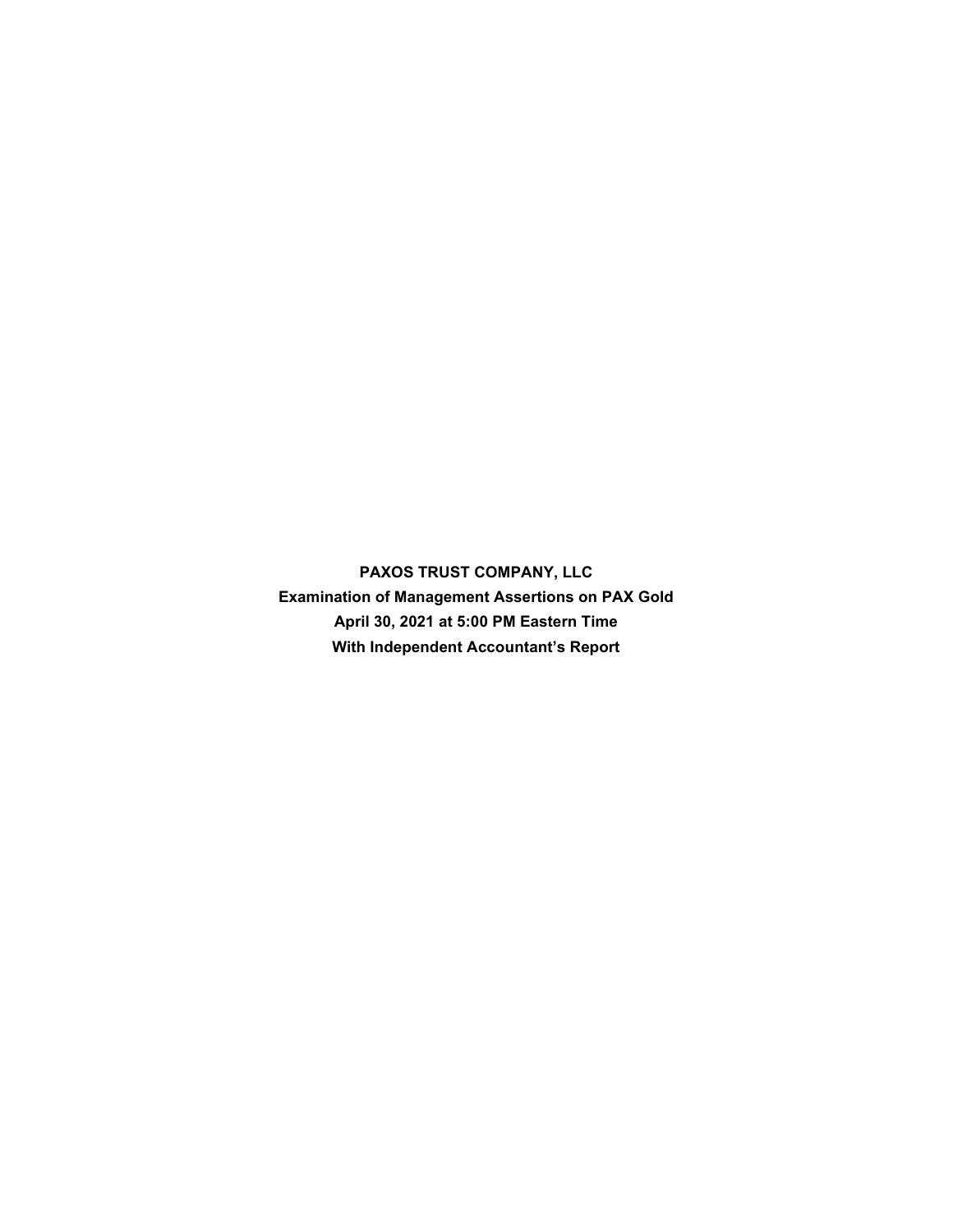**PAXOS TRUST COMPANY, LLC**

**Examination of Management Assertions on PAX Gold**

**April 30, 2021 at 5:00 PM Eastern Time**

**With Independent Accountant's Report**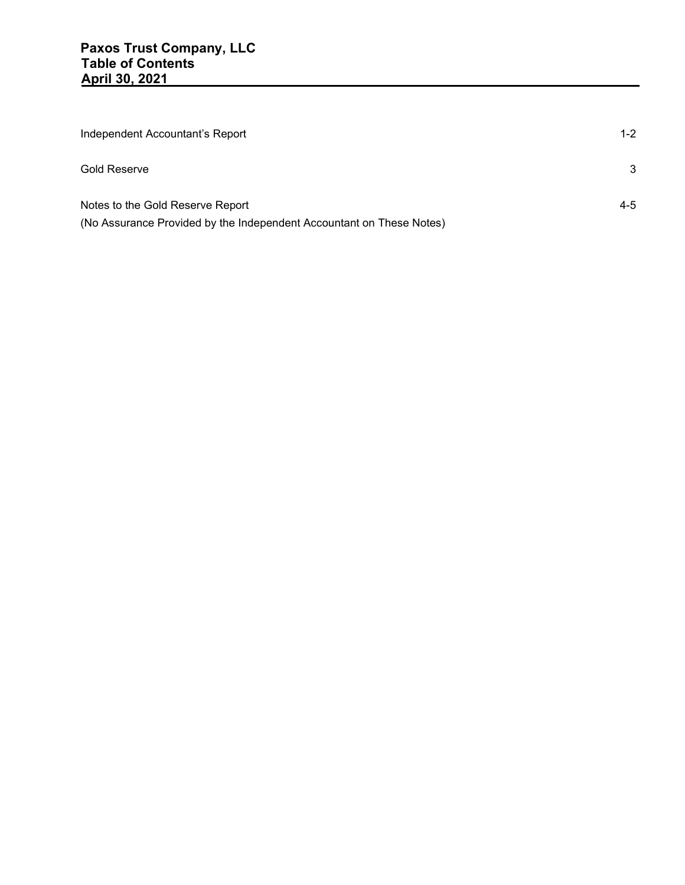# Paxos Trust Company, LLC
## Table of Contents
## April 30, 2021

| | |
|---|---|
| Independent Accountant's Report | 1-2 |
| Gold Reserve | 3 |
| Notes to the Gold Reserve Report<br>(No Assurance Provided by the Independent Accountant on These Notes) | 4-5 |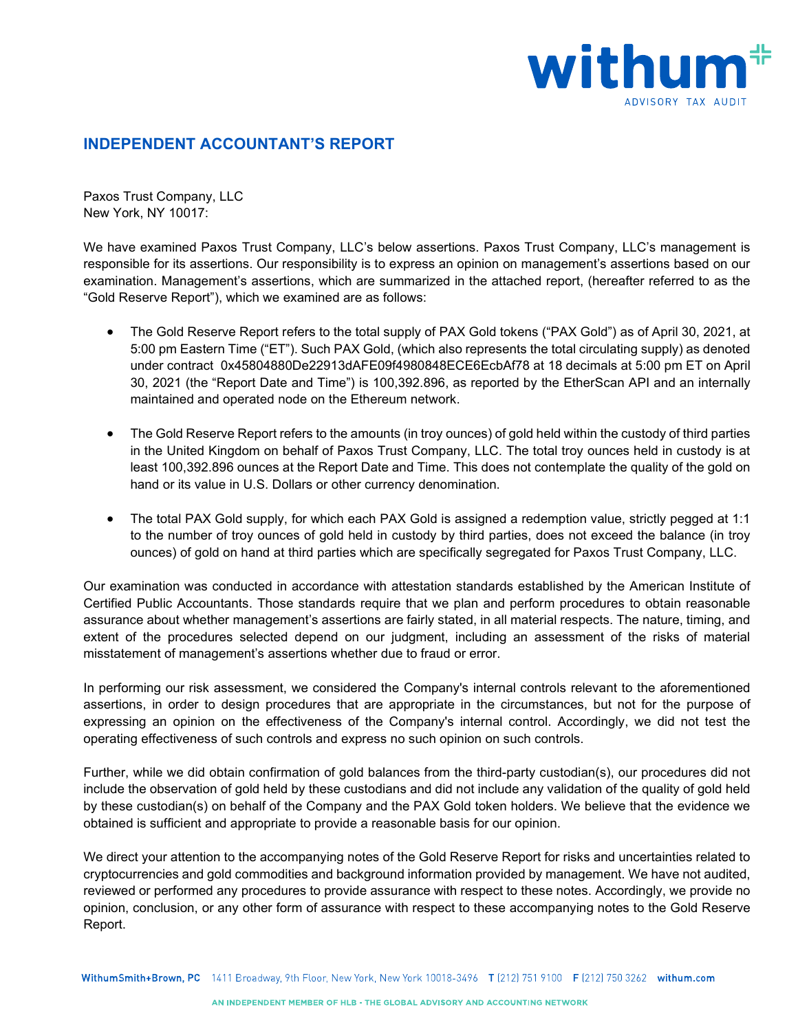## INDEPENDENT ACCOUNTANT'S REPORT

Paxos Trust Company, LLC
New York, NY 10017:

We have examined Paxos Trust Company, LLC's below assertions. Paxos Trust Company, LLC's management is responsible for its assertions. Our responsibility is to express an opinion on management's assertions based on our examination. Management's assertions, which are summarized in the attached report, (hereafter referred to as the "Gold Reserve Report"), which we examined are as follows:

- The Gold Reserve Report refers to the total supply of PAX Gold tokens ("PAX Gold") as of April 30, 2021, at 5:00 pm Eastern Time ("ET"). Such PAX Gold, (which also represents the total circulating supply) as denoted under contract 0x45804880De22913dAFE09f4980848ECE6EcbAf78 at 18 decimals at 5:00 pm ET on April 30, 2021 (the "Report Date and Time") is 100,392.896, as reported by the EtherScan API and an internally maintained and operated node on the Ethereum network.

- The Gold Reserve Report refers to the amounts (in troy ounces) of gold held within the custody of third parties in the United Kingdom on behalf of Paxos Trust Company, LLC. The total troy ounces held in custody is at least 100,392.896 ounces at the Report Date and Time. This does not contemplate the quality of the gold on hand or its value in U.S. Dollars or other currency denomination.

- The total PAX Gold supply, for which each PAX Gold is assigned a redemption value, strictly pegged at 1:1 to the number of troy ounces of gold held in custody by third parties, does not exceed the balance (in troy ounces) of gold on hand at third parties which are specifically segregated for Paxos Trust Company, LLC.

Our examination was conducted in accordance with attestation standards established by the American Institute of Certified Public Accountants. Those standards require that we plan and perform procedures to obtain reasonable assurance about whether management's assertions are fairly stated, in all material respects. The nature, timing, and extent of the procedures selected depend on our judgment, including an assessment of the risks of material misstatement of management's assertions whether due to fraud or error.

In performing our risk assessment, we considered the Company's internal controls relevant to the aforementioned assertions, in order to design procedures that are appropriate in the circumstances, but not for the purpose of expressing an opinion on the effectiveness of the Company's internal control. Accordingly, we did not test the operating effectiveness of such controls and express no such opinion on such controls.

Further, while we did obtain confirmation of gold balances from the third-party custodian(s), our procedures did not include the observation of gold held by these custodians and did not include any validation of the quality of gold held by these custodian(s) on behalf of the Company and the PAX Gold token holders. We believe that the evidence we obtained is sufficient and appropriate to provide a reasonable basis for our opinion.

We direct your attention to the accompanying notes of the Gold Reserve Report for risks and uncertainties related to cryptocurrencies and gold commodities and background information provided by management. We have not audited, reviewed or performed any procedures to provide assurance with respect to these notes. Accordingly, we provide no opinion, conclusion, or any other form of assurance with respect to these accompanying notes to the Gold Reserve Report.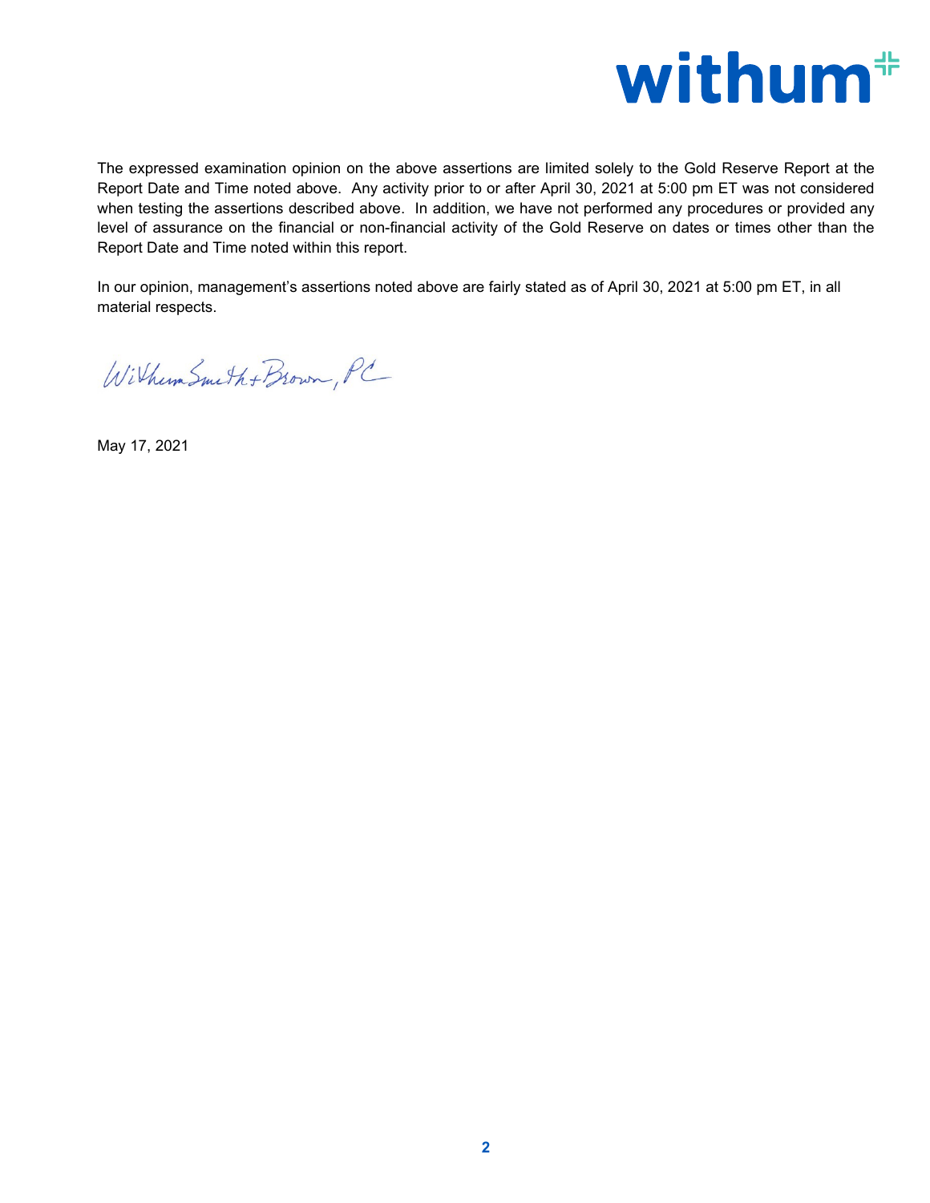The expressed examination opinion on the above assertions are limited solely to the Gold Reserve Report at the Report Date and Time noted above. Any activity prior to or after April 30, 2021 at 5:00 pm ET was not considered when testing the assertions described above. In addition, we have not performed any procedures or provided any level of assurance on the financial or non-financial activity of the Gold Reserve on dates or times other than the Report Date and Time noted within this report.

In our opinion, management's assertions noted above are fairly stated as of April 30, 2021 at 5:00 pm ET, in all material respects.

WithumSmith+Brown, PC

May 17, 2021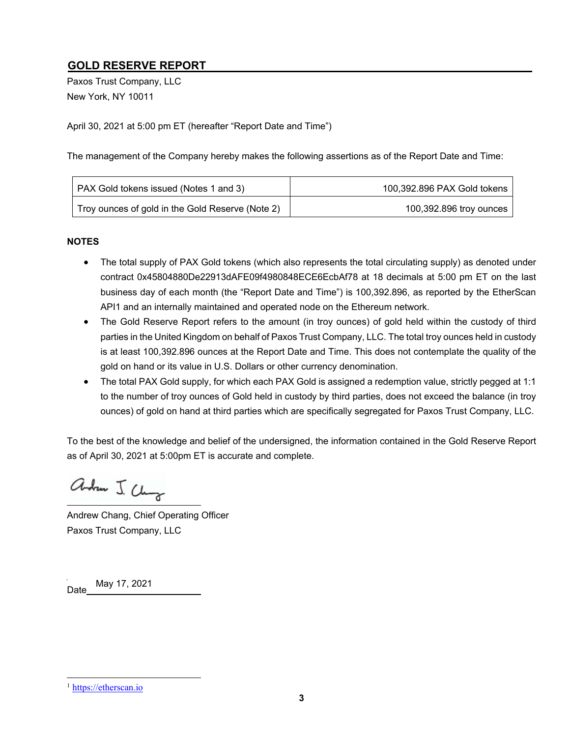## GOLD RESERVE REPORT

Paxos Trust Company, LLC
New York, NY 10011

April 30, 2021 at 5:00 pm ET (hereafter "Report Date and Time")

The management of the Company hereby makes the following assertions as of the Report Date and Time:

| | |
|---|---|
| PAX Gold tokens issued (Notes 1 and 3) | 100,392.896 PAX Gold tokens |
| Troy ounces of gold in the Gold Reserve (Note 2) | 100,392.896 troy ounces |

**NOTES**

- The total supply of PAX Gold tokens (which also represents the total circulating supply) as denoted under contract 0x45804880De22913dAFE09f4980848ECE6EcbAf78 at 18 decimals at 5:00 pm ET on the last business day of each month (the "Report Date and Time") is 100,392.896, as reported by the EtherScan API[1] and an internally maintained and operated node on the Ethereum network.
- The Gold Reserve Report refers to the amount (in troy ounces) of gold held within the custody of third parties in the United Kingdom on behalf of Paxos Trust Company, LLC. The total troy ounces held in custody is at least 100,392.896 ounces at the Report Date and Time. This does not contemplate the quality of the gold on hand or its value in U.S. Dollars or other currency denomination.
- The total PAX Gold supply, for which each PAX Gold is assigned a redemption value, strictly pegged at 1:1 to the number of troy ounces of Gold held in custody by third parties, does not exceed the balance (in troy ounces) of gold on hand at third parties which are specifically segregated for Paxos Trust Company, LLC.

To the best of the knowledge and belief of the undersigned, the information contained in the Gold Reserve Report as of April 30, 2021 at 5:00pm ET is accurate and complete.

Andrew J. Chang

Andrew Chang, Chief Operating Officer
Paxos Trust Company, LLC

Date May 17, 2021

[1] https://etherscan.io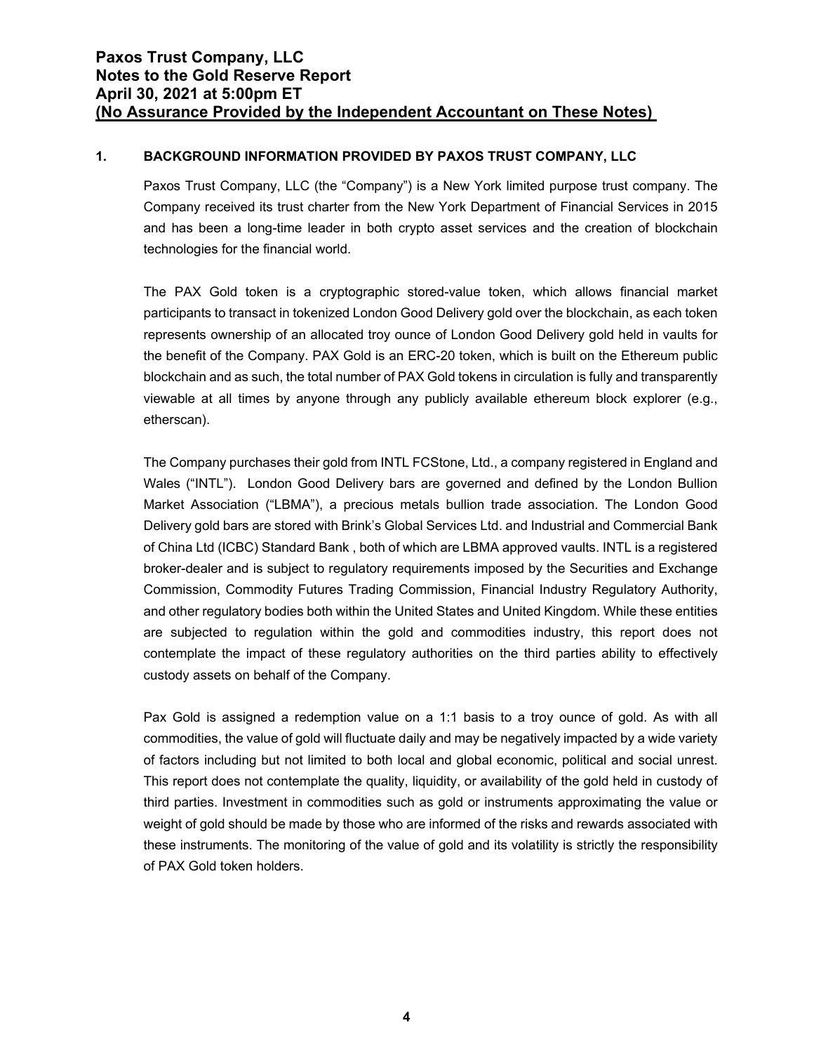# Paxos Trust Company, LLC
# Notes to the Gold Reserve Report
# April 30, 2021 at 5:00pm ET
# (No Assurance Provided by the Independent Accountant on These Notes)

## 1. BACKGROUND INFORMATION PROVIDED BY PAXOS TRUST COMPANY, LLC

Paxos Trust Company, LLC (the "Company") is a New York limited purpose trust company. The Company received its trust charter from the New York Department of Financial Services in 2015 and has been a long-time leader in both crypto asset services and the creation of blockchain technologies for the financial world.

The PAX Gold token is a cryptographic stored-value token, which allows financial market participants to transact in tokenized London Good Delivery gold over the blockchain, as each token represents ownership of an allocated troy ounce of London Good Delivery gold held in vaults for the benefit of the Company. PAX Gold is an ERC-20 token, which is built on the Ethereum public blockchain and as such, the total number of PAX Gold tokens in circulation is fully and transparently viewable at all times by anyone through any publicly available ethereum block explorer (e.g., etherscan).

The Company purchases their gold from INTL FCStone, Ltd., a company registered in England and Wales ("INTL"). London Good Delivery bars are governed and defined by the London Bullion Market Association ("LBMA"), a precious metals bullion trade association. The London Good Delivery gold bars are stored with Brink's Global Services Ltd. and Industrial and Commercial Bank of China Ltd (ICBC) Standard Bank , both of which are LBMA approved vaults. INTL is a registered broker-dealer and is subject to regulatory requirements imposed by the Securities and Exchange Commission, Commodity Futures Trading Commission, Financial Industry Regulatory Authority, and other regulatory bodies both within the United States and United Kingdom. While these entities are subjected to regulation within the gold and commodities industry, this report does not contemplate the impact of these regulatory authorities on the third parties ability to effectively custody assets on behalf of the Company.

Pax Gold is assigned a redemption value on a 1:1 basis to a troy ounce of gold. As with all commodities, the value of gold will fluctuate daily and may be negatively impacted by a wide variety of factors including but not limited to both local and global economic, political and social unrest. This report does not contemplate the quality, liquidity, or availability of the gold held in custody of third parties. Investment in commodities such as gold or instruments approximating the value or weight of gold should be made by those who are informed of the risks and rewards associated with these instruments. The monitoring of the value of gold and its volatility is strictly the responsibility of PAX Gold token holders.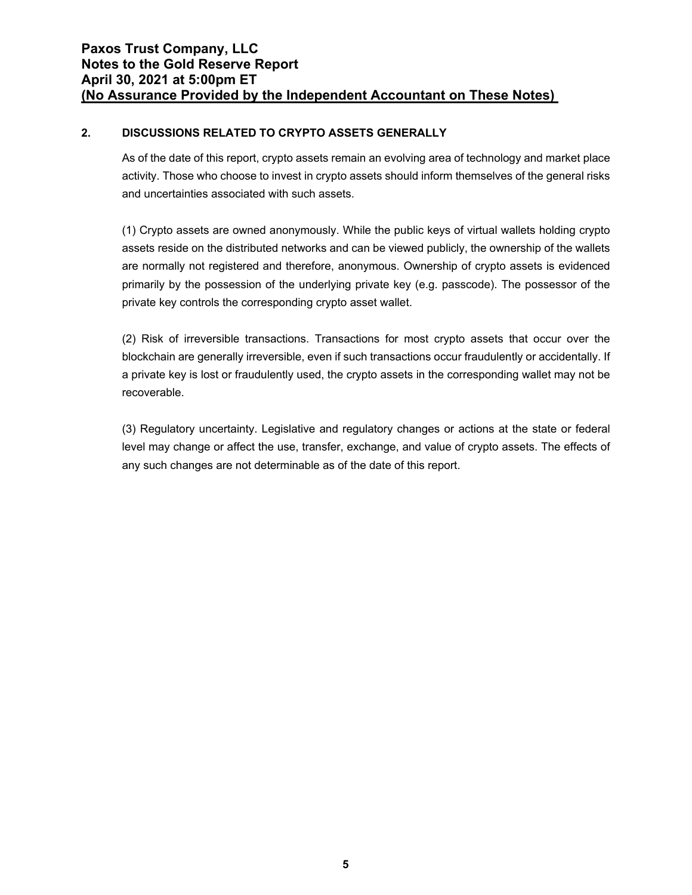## 2. DISCUSSIONS RELATED TO CRYPTO ASSETS GENERALLY

As of the date of this report, crypto assets remain an evolving area of technology and market place activity. Those who choose to invest in crypto assets should inform themselves of the general risks and uncertainties associated with such assets.

(1) Crypto assets are owned anonymously. While the public keys of virtual wallets holding crypto assets reside on the distributed networks and can be viewed publicly, the ownership of the wallets are normally not registered and therefore, anonymous. Ownership of crypto assets is evidenced primarily by the possession of the underlying private key (e.g. passcode). The possessor of the private key controls the corresponding crypto asset wallet.

(2) Risk of irreversible transactions. Transactions for most crypto assets that occur over the blockchain are generally irreversible, even if such transactions occur fraudulently or accidentally. If a private key is lost or fraudulently used, the crypto assets in the corresponding wallet may not be recoverable.

(3) Regulatory uncertainty. Legislative and regulatory changes or actions at the state or federal level may change or affect the use, transfer, exchange, and value of crypto assets. The effects of any such changes are not determinable as of the date of this report.